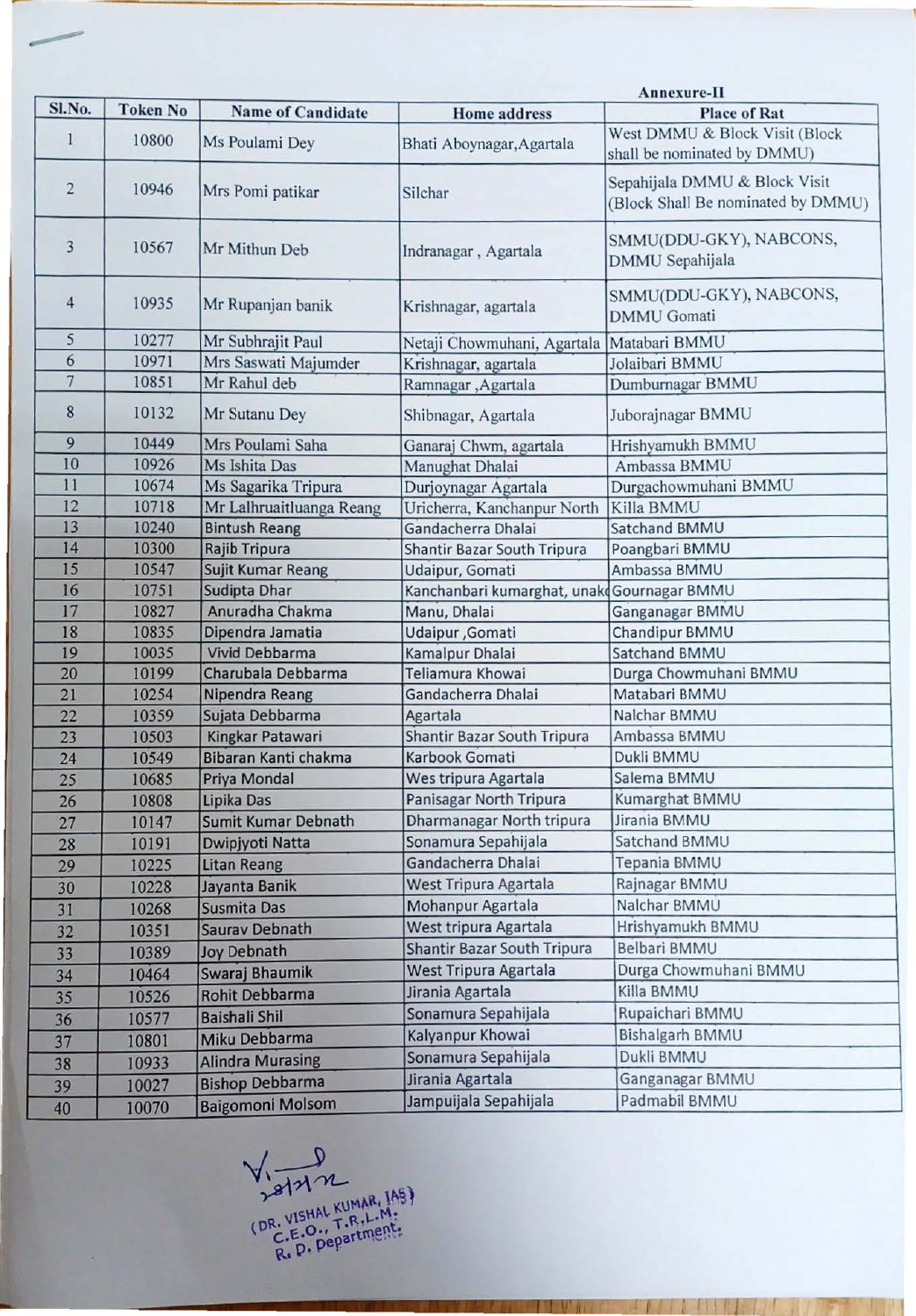**Annexure-II**

| Sl.No. | Token No | Name of Candidate | Home address | Place of Rat |
|---|---|---|---|---|
| 1 | 10800 | Ms Poulami Dey | Bhati Aboynagar,Agartala | West DMMU & Block Visit (Block shall be nominated by DMMU) |
| 2 | 10946 | Mrs Pomi patikar | Silchar | Sepahijala DMMU & Block Visit (Block Shall Be nominated by DMMU) |
| 3 | 10567 | Mr Mithun Deb | Indranagar , Agartala | SMMU(DDU-GKY), NABCONS, DMMU Sepahijala |
| 4 | 10935 | Mr Rupanjan banik | Krishnagar, agartala | SMMU(DDU-GKY), NABCONS, DMMU Gomati |
| 5 | 10277 | Mr Subhrajit Paul | Netaji Chowmuhani, Agartala | Matabari BMMU |
| 6 | 10971 | Mrs Saswati Majumder | Krishnagar, agartala | Jolaibari BMMU |
| 7 | 10851 | Mr Rahul deb | Ramnagar ,Agartala | Dumburnagar BMMU |
| 8 | 10132 | Mr Sutanu Dey | Shibnagar, Agartala | Juborajnagar BMMU |
| 9 | 10449 | Mrs Poulami Saha | Ganaraj Chwm, agartala | Hrishyamukh BMMU |
| 10 | 10926 | Ms Ishita Das | Manughat Dhalai | Ambassa BMMU |
| 11 | 10674 | Ms Sagarika Tripura | Durjoynagar Agartala | Durgachowmuhani BMMU |
| 12 | 10718 | Mr Lalhruaitluanga Reang | Uricherra, Kanchanpur North | Killa BMMU |
| 13 | 10240 | Bintush Reang | Gandacherra Dhalai | Satchand BMMU |
| 14 | 10300 | Rajib Tripura | Shantir Bazar South Tripura | Poangbari BMMU |
| 15 | 10547 | Sujit Kumar Reang | Udaipur, Gomati | Ambassa BMMU |
| 16 | 10751 | Sudipta Dhar | Kanchanbari kumarghat, unak | Gournagar BMMU |
| 17 | 10827 | Anuradha Chakma | Manu, Dhalai | Ganganagar BMMU |
| 18 | 10835 | Dipendra Jamatia | Udaipur ,Gomati | Chandipur BMMU |
| 19 | 10035 | Vivid Debbarma | Kamalpur Dhalai | Satchand BMMU |
| 20 | 10199 | Charubala Debbarma | Teliamura Khowai | Durga Chowmuhani BMMU |
| 21 | 10254 | Nipendra Reang | Gandacherra Dhalai | Matabari BMMU |
| 22 | 10359 | Sujata Debbarma | Agartala | Nalchar BMMU |
| 23 | 10503 | Kingkar Patawari | Shantir Bazar South Tripura | Ambassa BMMU |
| 24 | 10549 | Bibaran Kanti chakma | Karbook Gomati | Dukli BMMU |
| 25 | 10685 | Priya Mondal | Wes tripura Agartala | Salema BMMU |
| 26 | 10808 | Lipika Das | Panisagar North Tripura | Kumarghat BMMU |
| 27 | 10147 | Sumit Kumar Debnath | Dharmanagar North tripura | Jirania BMMU |
| 28 | 10191 | Dwipjyoti Natta | Sonamura Sepahijala | Satchand BMMU |
| 29 | 10225 | Litan Reang | Gandacherra Dhalai | Tepania BMMU |
| 30 | 10228 | Jayanta Banik | West Tripura Agartala | Rajnagar BMMU |
| 31 | 10268 | Susmita Das | Mohanpur Agartala | Nalchar BMMU |
| 32 | 10351 | Saurav Debnath | West tripura Agartala | Hrishyamukh BMMU |
| 33 | 10389 | Joy Debnath | Shantir Bazar South Tripura | Belbari BMMU |
| 34 | 10464 | Swaraj Bhaumik | West Tripura Agartala | Durga Chowmuhani BMMU |
| 35 | 10526 | Rohit Debbarma | Jirania Agartala | Killa BMMU |
| 36 | 10577 | Baishali Shil | Sonamura Sepahijala | Rupaichari BMMU |
| 37 | 10801 | Miku Debbarma | Kalyanpur Khowai | Bishalgarh BMMU |
| 38 | 10933 | Alindra Murasing | Sonamura Sepahijala | Dukli BMMU |
| 39 | 10027 | Bishop Debbarma | Jirania Agartala | Ganganagar BMMU |
| 40 | 10070 | Baigomoni Molsom | Jampuijala Sepahijala | Padmabil BMMU |

(DR. VISHAL KUMAR, IAS)
C.E.O., T.R.L.M.
R. D. Department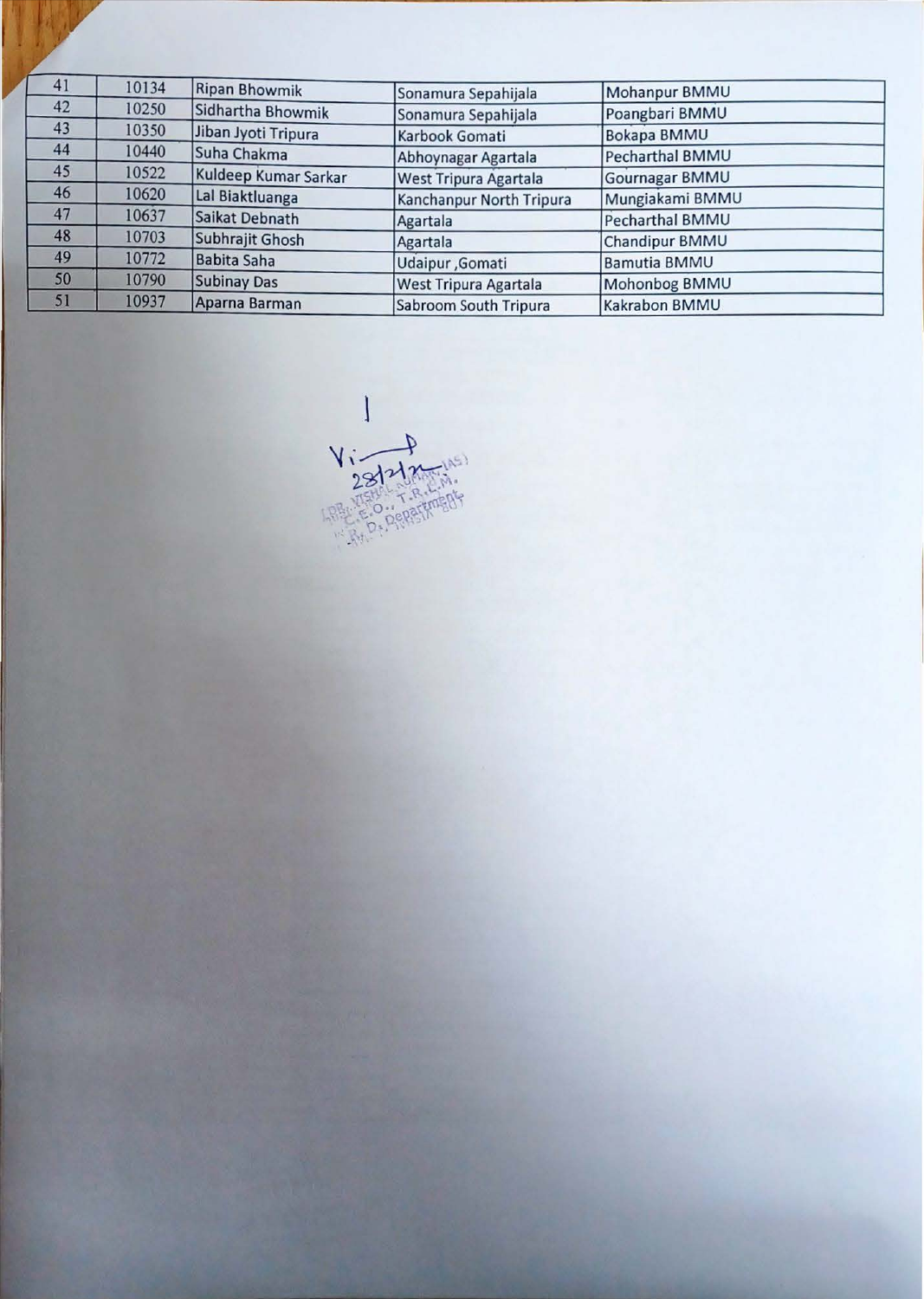| 41 | 10134 | Ripan Bhowmik | Sonamura Sepahijala | Mohanpur BMMU |
|---|---|---|---|---|
| 42 | 10250 | Sidhartha Bhowmik | Sonamura Sepahijala | Poangbari BMMU |
| 43 | 10350 | Jiban Jyoti Tripura | Karbook Gomati | Bokapa BMMU |
| 44 | 10440 | Suha Chakma | Abhoynagar Agartala | Pecharthal BMMU |
| 45 | 10522 | Kuldeep Kumar Sarkar | West Tripura Agartala | Gournagar BMMU |
| 46 | 10620 | Lal Biaktluanga | Kanchanpur North Tripura | Mungiakami BMMU |
| 47 | 10637 | Saikat Debnath | Agartala | Pecharthal BMMU |
| 48 | 10703 | Subhrajit Ghosh | Agartala | Chandipur BMMU |
| 49 | 10772 | Babita Saha | Udaipur ,Gomati | Bamutia BMMU |
| 50 | 10790 | Subinay Das | West Tripura Agartala | Mohonbog BMMU |
| 51 | 10937 | Aparna Barman | Sabroom South Tripura | Kakrabon BMMU |

28/2/22

DR. VISHAL KUMAR (IAS)
C.E.O., T.R.L.M.
R.D. Department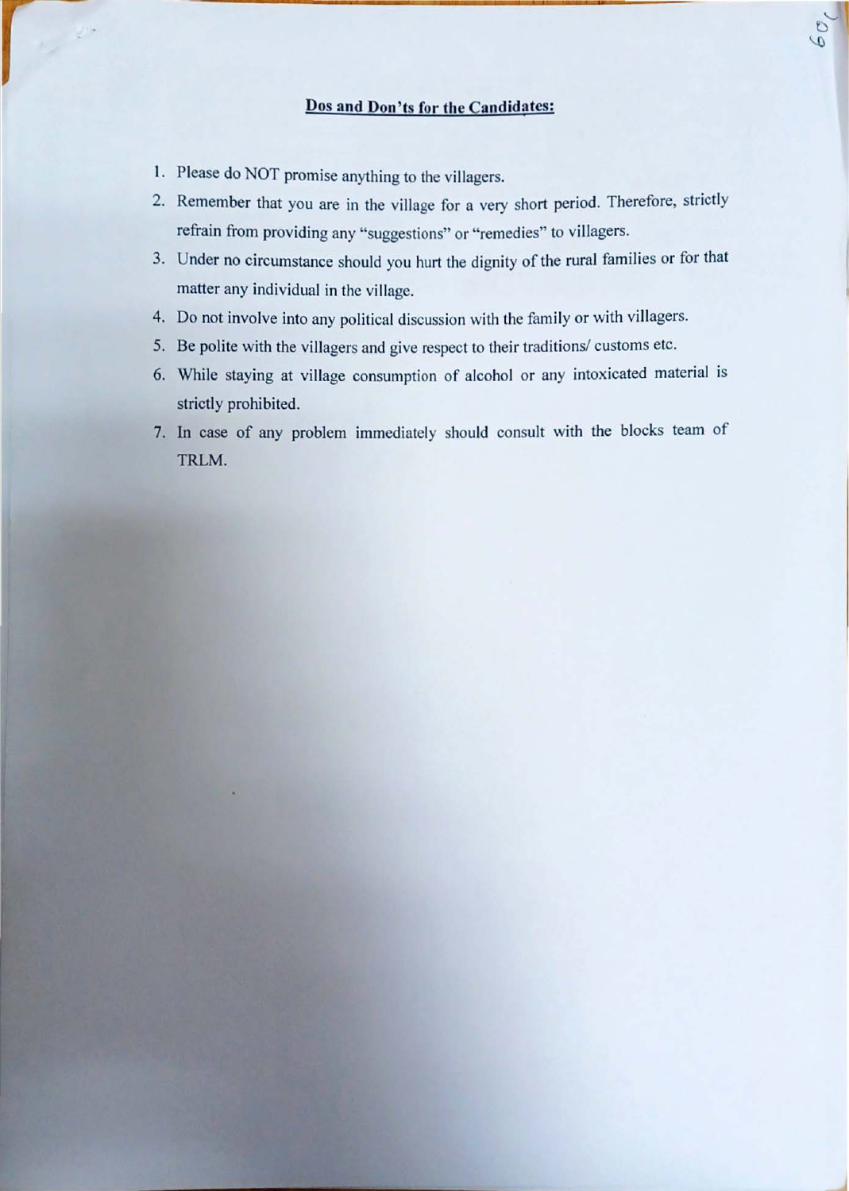**Dos and Don'ts for the Candidates:**

1. Please do NOT promise anything to the villagers.
2. Remember that you are in the village for a very short period. Therefore, strictly refrain from providing any "suggestions" or "remedies" to villagers.
3. Under no circumstance should you hurt the dignity of the rural families or for that matter any individual in the village.
4. Do not involve into any political discussion with the family or with villagers.
5. Be polite with the villagers and give respect to their traditions/ customs etc.
6. While staying at village consumption of alcohol or any intoxicated material is strictly prohibited.
7. In case of any problem immediately should consult with the blocks team of TRLM.